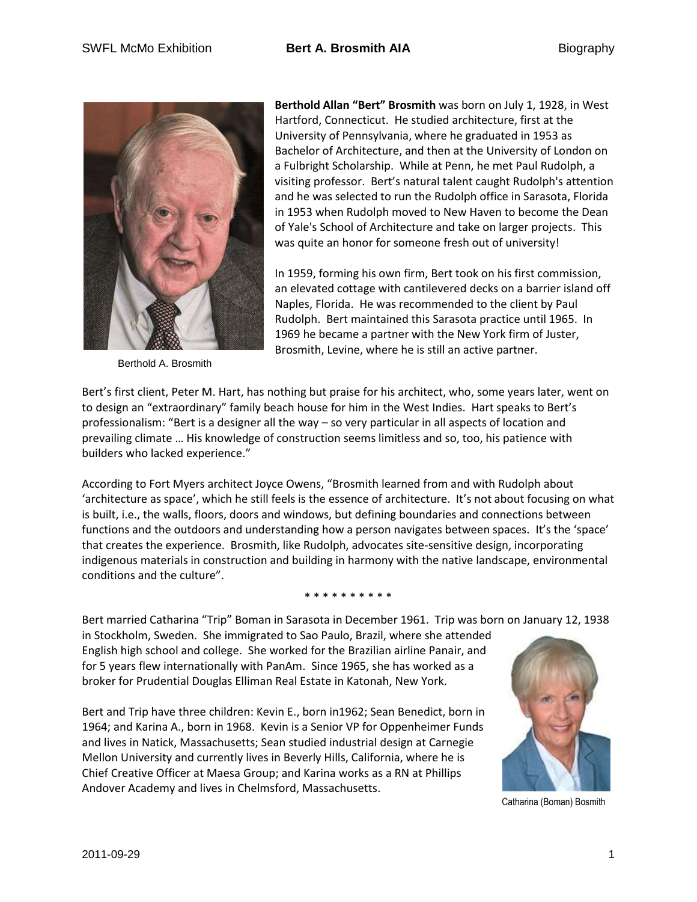**Berthold Allan "Bert" Brosmith** was born on July 1, 1928, in West Hartford, Connecticut. He studied architecture, first at the University of Pennsylvania, where he graduated in 1953 as Bachelor of Architecture, and then at the University of London on a Fulbright Scholarship. While at Penn, he met Paul Rudolph, a visiting professor. Bert's natural talent caught Rudolph's attention and he was selected to run the Rudolph office in Sarasota, Florida in 1953 when Rudolph moved to New Haven to become the Dean of Yale's School of Architecture and take on larger projects. This was quite an honor for someone fresh out of university!

Berthold A. Brosmith

In 1959, forming his own firm, Bert took on his first commission, an elevated cottage with cantilevered decks on a barrier island off Naples, Florida. He was recommended to the client by Paul Rudolph. Bert maintained this Sarasota practice until 1965. In 1969 he became a partner with the New York firm of Juster, Brosmith, Levine, where he is still an active partner.

Bert's first client, Peter M. Hart, has nothing but praise for his architect, who, some years later, went on to design an "extraordinary" family beach house for him in the West Indies. Hart speaks to Bert's professionalism: "Bert is a designer all the way – so very particular in all aspects of location and prevailing climate … His knowledge of construction seems limitless and so, too, his patience with builders who lacked experience."

According to Fort Myers architect Joyce Owens, "Brosmith learned from and with Rudolph about 'architecture as space', which he still feels is the essence of architecture. It's not about focusing on what is built, i.e., the walls, floors, doors and windows, but defining boundaries and connections between functions and the outdoors and understanding how a person navigates between spaces. It's the 'space' that creates the experience. Brosmith, like Rudolph, advocates site-sensitive design, incorporating indigenous materials in construction and building in harmony with the native landscape, environmental conditions and the culture".

\* \* \* \* \* \* \* \* \* \*

Bert married Catharina "Trip" Boman in Sarasota in December 1961. Trip was born on January 12, 1938 in Stockholm, Sweden. She immigrated to Sao Paulo, Brazil, where she attended English high school and college. She worked for the Brazilian airline Panair, and for 5 years flew internationally with PanAm. Since 1965, she has worked as a broker for Prudential Douglas Elliman Real Estate in Katonah, New York.

Bert and Trip have three children: Kevin E., born in1962; Sean Benedict, born in 1964; and Karina A., born in 1968. Kevin is a Senior VP for Oppenheimer Funds and lives in Natick, Massachusetts; Sean studied industrial design at Carnegie Mellon University and currently lives in Beverly Hills, California, where he is Chief Creative Officer at Maesa Group; and Karina works as a RN at Phillips Andover Academy and lives in Chelmsford, Massachusetts.

Catharina (Boman) Bosmith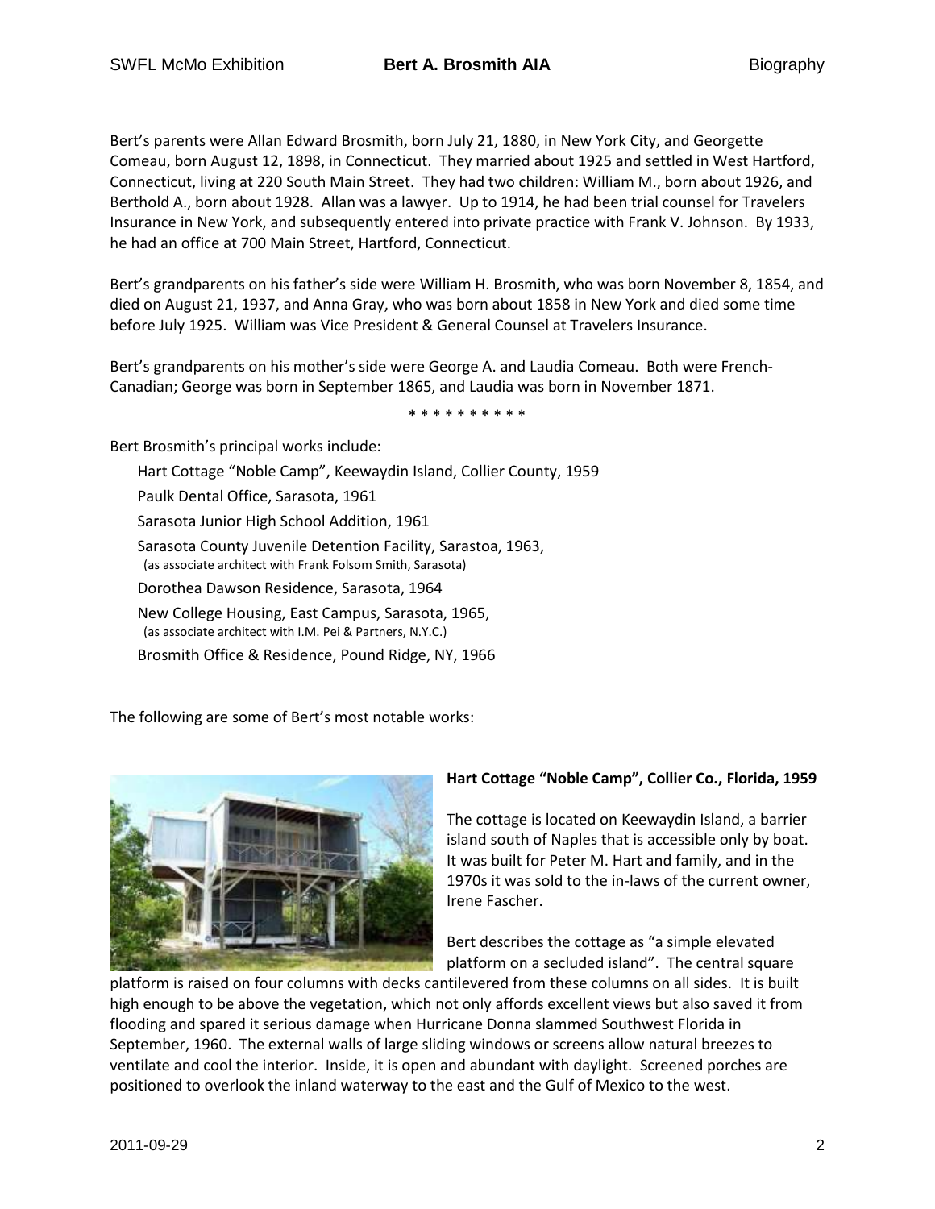Bert's parents were Allan Edward Brosmith, born July 21, 1880, in New York City, and Georgette Comeau, born August 12, 1898, in Connecticut. They married about 1925 and settled in West Hartford, Connecticut, living at 220 South Main Street. They had two children: William M., born about 1926, and Berthold A., born about 1928. Allan was a lawyer. Up to 1914, he had been trial counsel for Travelers Insurance in New York, and subsequently entered into private practice with Frank V. Johnson. By 1933, he had an office at 700 Main Street, Hartford, Connecticut.

Bert's grandparents on his father's side were William H. Brosmith, who was born November 8, 1854, and died on August 21, 1937, and Anna Gray, who was born about 1858 in New York and died some time before July 1925. William was Vice President & General Counsel at Travelers Insurance.

Bert's grandparents on his mother's side were George A. and Laudia Comeau. Both were French-Canadian; George was born in September 1865, and Laudia was born in November 1871.

* * * * * * * * * *

Bert Brosmith's principal works include:

- Hart Cottage "Noble Camp", Keewaydin Island, Collier County, 1959
- Paulk Dental Office, Sarasota, 1961
- Sarasota Junior High School Addition, 1961
- Sarasota County Juvenile Detention Facility, Sarastoa, 1963, (as associate architect with Frank Folsom Smith, Sarasota)
- Dorothea Dawson Residence, Sarasota, 1964
- New College Housing, East Campus, Sarasota, 1965, (as associate architect with I.M. Pei & Partners, N.Y.C.)
- Brosmith Office & Residence, Pound Ridge, NY, 1966

The following are some of Bert's most notable works:

**Hart Cottage "Noble Camp", Collier Co., Florida, 1959**

The cottage is located on Keewaydin Island, a barrier island south of Naples that is accessible only by boat. It was built for Peter M. Hart and family, and in the 1970s it was sold to the in-laws of the current owner, Irene Fascher.

Bert describes the cottage as "a simple elevated platform on a secluded island". The central square platform is raised on four columns with decks cantilevered from these columns on all sides. It is built high enough to be above the vegetation, which not only affords excellent views but also saved it from flooding and spared it serious damage when Hurricane Donna slammed Southwest Florida in September, 1960. The external walls of large sliding windows or screens allow natural breezes to ventilate and cool the interior. Inside, it is open and abundant with daylight. Screened porches are positioned to overlook the inland waterway to the east and the Gulf of Mexico to the west.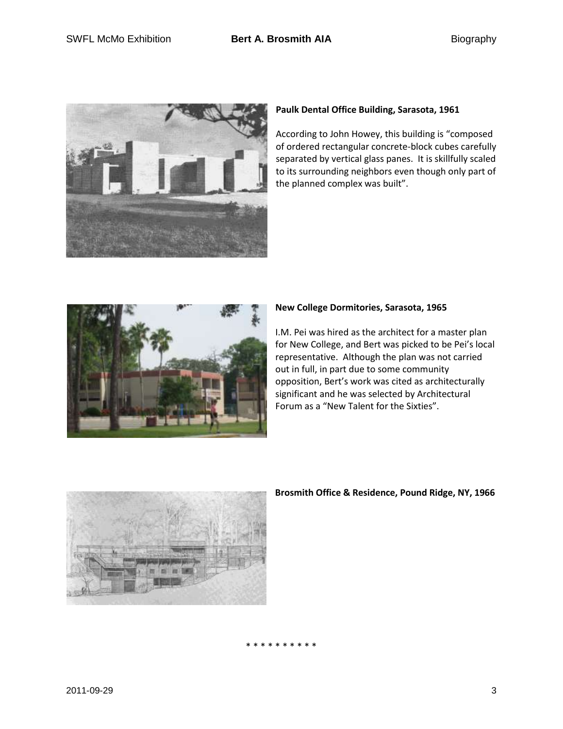**Paulk Dental Office Building, Sarasota, 1961**

According to John Howey, this building is "composed of ordered rectangular concrete-block cubes carefully separated by vertical glass panes. It is skillfully scaled to its surrounding neighbors even though only part of the planned complex was built".

**New College Dormitories, Sarasota, 1965**

I.M. Pei was hired as the architect for a master plan for New College, and Bert was picked to be Pei's local representative. Although the plan was not carried out in full, in part due to some community opposition, Bert's work was cited as architecturally significant and he was selected by Architectural Forum as a "New Talent for the Sixties".

**Brosmith Office & Residence, Pound Ridge, NY, 1966**

* * * * * * * * * *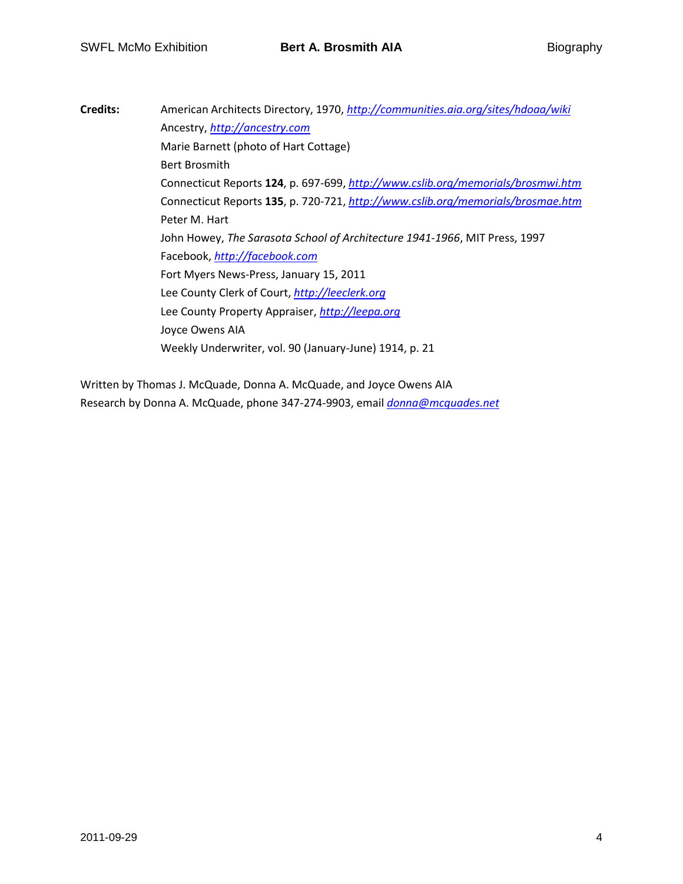**Credits:**

American Architects Directory, 1970, *http://communities.aia.org/sites/hdoaa/wiki*
Ancestry, *http://ancestry.com*
Marie Barnett (photo of Hart Cottage)
Bert Brosmith
Connecticut Reports **124**, p. 697-699, *http://www.cslib.org/memorials/brosmwi.htm*
Connecticut Reports **135**, p. 720-721, *http://www.cslib.org/memorials/brosmae.htm*
Peter M. Hart
John Howey, *The Sarasota School of Architecture 1941-1966*, MIT Press, 1997
Facebook, *http://facebook.com*
Fort Myers News-Press, January 15, 2011
Lee County Clerk of Court, *http://leeclerk.org*
Lee County Property Appraiser, *http://leepa.org*
Joyce Owens AIA
Weekly Underwriter, vol. 90 (January-June) 1914, p. 21

Written by Thomas J. McQuade, Donna A. McQuade, and Joyce Owens AIA
Research by Donna A. McQuade, phone 347-274-9903, email *donna@mcquades.net*